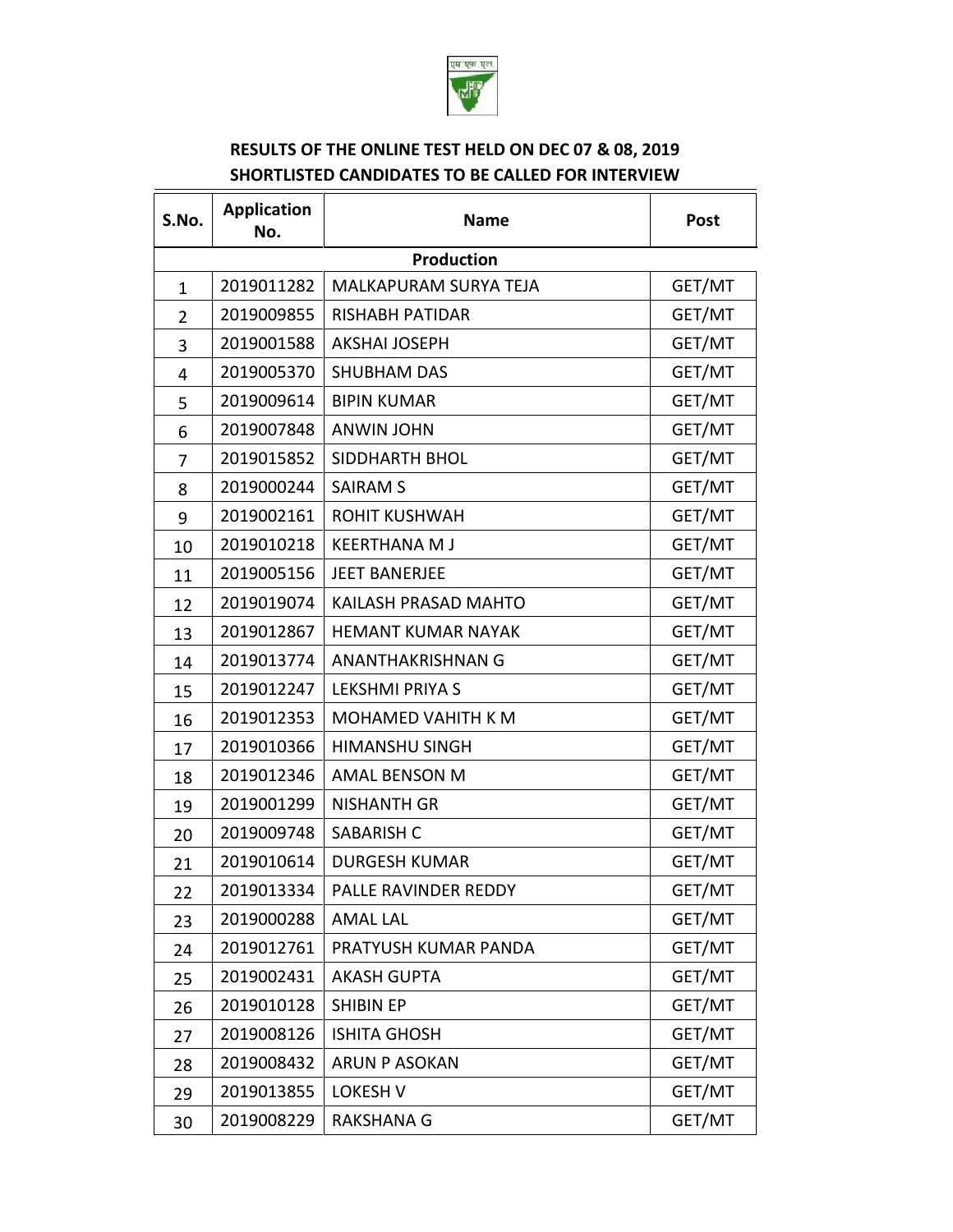**RESULTS OF THE ONLINE TEST HELD ON DEC 07 & 08, 2019**
**SHORTLISTED CANDIDATES TO BE CALLED FOR INTERVIEW**

| S.No. | Application No. | Name | Post |
|---|---|---|---|
| **Production** | | | |
| 1 | 2019011282 | MALKAPURAM SURYA TEJA | GET/MT |
| 2 | 2019009855 | RISHABH PATIDAR | GET/MT |
| 3 | 2019001588 | AKSHAI JOSEPH | GET/MT |
| 4 | 2019005370 | SHUBHAM DAS | GET/MT |
| 5 | 2019009614 | BIPIN KUMAR | GET/MT |
| 6 | 2019007848 | ANWIN JOHN | GET/MT |
| 7 | 2019015852 | SIDDHARTH BHOL | GET/MT |
| 8 | 2019000244 | SAIRAM S | GET/MT |
| 9 | 2019002161 | ROHIT KUSHWAH | GET/MT |
| 10 | 2019010218 | KEERTHANA M J | GET/MT |
| 11 | 2019005156 | JEET BANERJEE | GET/MT |
| 12 | 2019019074 | KAILASH PRASAD MAHTO | GET/MT |
| 13 | 2019012867 | HEMANT KUMAR NAYAK | GET/MT |
| 14 | 2019013774 | ANANTHAKRISHNAN G | GET/MT |
| 15 | 2019012247 | LEKSHMI PRIYA S | GET/MT |
| 16 | 2019012353 | MOHAMED VAHITH K M | GET/MT |
| 17 | 2019010366 | HIMANSHU SINGH | GET/MT |
| 18 | 2019012346 | AMAL BENSON M | GET/MT |
| 19 | 2019001299 | NISHANTH GR | GET/MT |
| 20 | 2019009748 | SABARISH C | GET/MT |
| 21 | 2019010614 | DURGESH KUMAR | GET/MT |
| 22 | 2019013334 | PALLE RAVINDER REDDY | GET/MT |
| 23 | 2019000288 | AMAL LAL | GET/MT |
| 24 | 2019012761 | PRATYUSH KUMAR PANDA | GET/MT |
| 25 | 2019002431 | AKASH GUPTA | GET/MT |
| 26 | 2019010128 | SHIBIN EP | GET/MT |
| 27 | 2019008126 | ISHITA GHOSH | GET/MT |
| 28 | 2019008432 | ARUN P ASOKAN | GET/MT |
| 29 | 2019013855 | LOKESH V | GET/MT |
| 30 | 2019008229 | RAKSHANA G | GET/MT |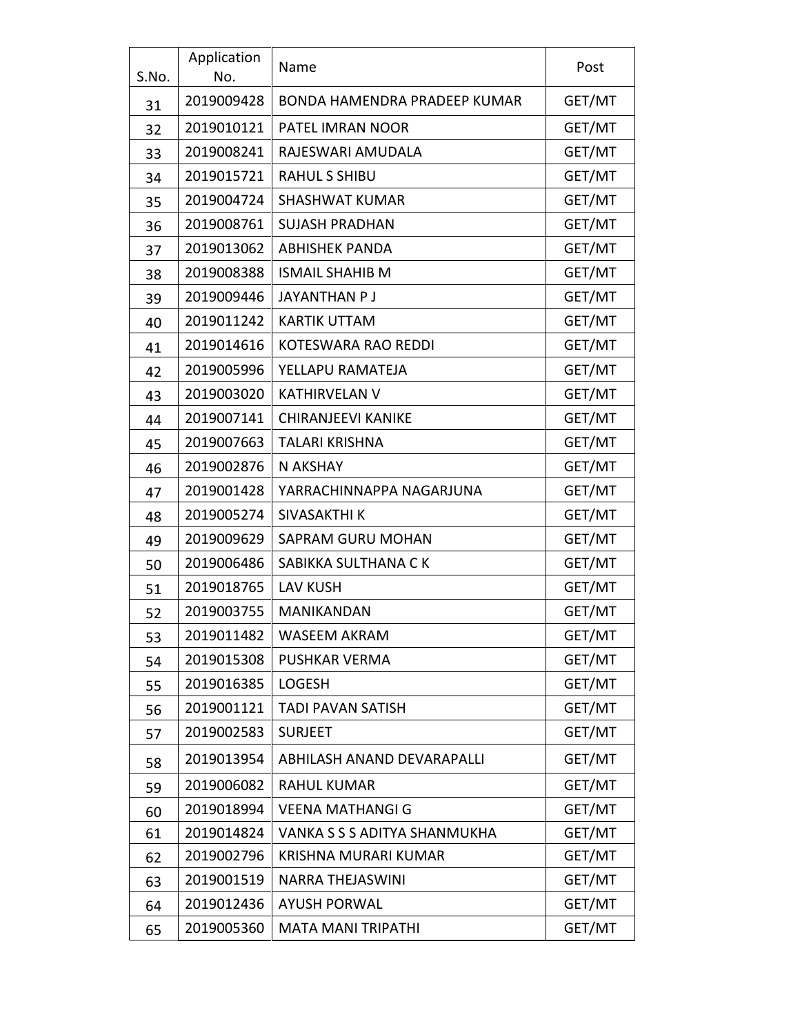| S.No. | Application No. | Name | Post |
|---|---|---|---|
| 31 | 2019009428 | BONDA HAMENDRA PRADEEP KUMAR | GET/MT |
| 32 | 2019010121 | PATEL IMRAN NOOR | GET/MT |
| 33 | 2019008241 | RAJESWARI AMUDALA | GET/MT |
| 34 | 2019015721 | RAHUL S SHIBU | GET/MT |
| 35 | 2019004724 | SHASHWAT KUMAR | GET/MT |
| 36 | 2019008761 | SUJASH PRADHAN | GET/MT |
| 37 | 2019013062 | ABHISHEK PANDA | GET/MT |
| 38 | 2019008388 | ISMAIL SHAHIB M | GET/MT |
| 39 | 2019009446 | JAYANTHAN P J | GET/MT |
| 40 | 2019011242 | KARTIK UTTAM | GET/MT |
| 41 | 2019014616 | KOTESWARA RAO REDDI | GET/MT |
| 42 | 2019005996 | YELLAPU RAMATEJA | GET/MT |
| 43 | 2019003020 | KATHIRVELAN V | GET/MT |
| 44 | 2019007141 | CHIRANJEEVI KANIKE | GET/MT |
| 45 | 2019007663 | TALARI KRISHNA | GET/MT |
| 46 | 2019002876 | N AKSHAY | GET/MT |
| 47 | 2019001428 | YARRACHINNAPPA NAGARJUNA | GET/MT |
| 48 | 2019005274 | SIVASAKTHI K | GET/MT |
| 49 | 2019009629 | SAPRAM GURU MOHAN | GET/MT |
| 50 | 2019006486 | SABIKKA SULTHANA C K | GET/MT |
| 51 | 2019018765 | LAV KUSH | GET/MT |
| 52 | 2019003755 | MANIKANDAN | GET/MT |
| 53 | 2019011482 | WASEEM AKRAM | GET/MT |
| 54 | 2019015308 | PUSHKAR VERMA | GET/MT |
| 55 | 2019016385 | LOGESH | GET/MT |
| 56 | 2019001121 | TADI PAVAN SATISH | GET/MT |
| 57 | 2019002583 | SURJEET | GET/MT |
| 58 | 2019013954 | ABHILASH ANAND DEVARAPALLI | GET/MT |
| 59 | 2019006082 | RAHUL KUMAR | GET/MT |
| 60 | 2019018994 | VEENA MATHANGI G | GET/MT |
| 61 | 2019014824 | VANKA S S S ADITYA SHANMUKHA | GET/MT |
| 62 | 2019002796 | KRISHNA MURARI KUMAR | GET/MT |
| 63 | 2019001519 | NARRA THEJASWINI | GET/MT |
| 64 | 2019012436 | AYUSH PORWAL | GET/MT |
| 65 | 2019005360 | MATA MANI TRIPATHI | GET/MT |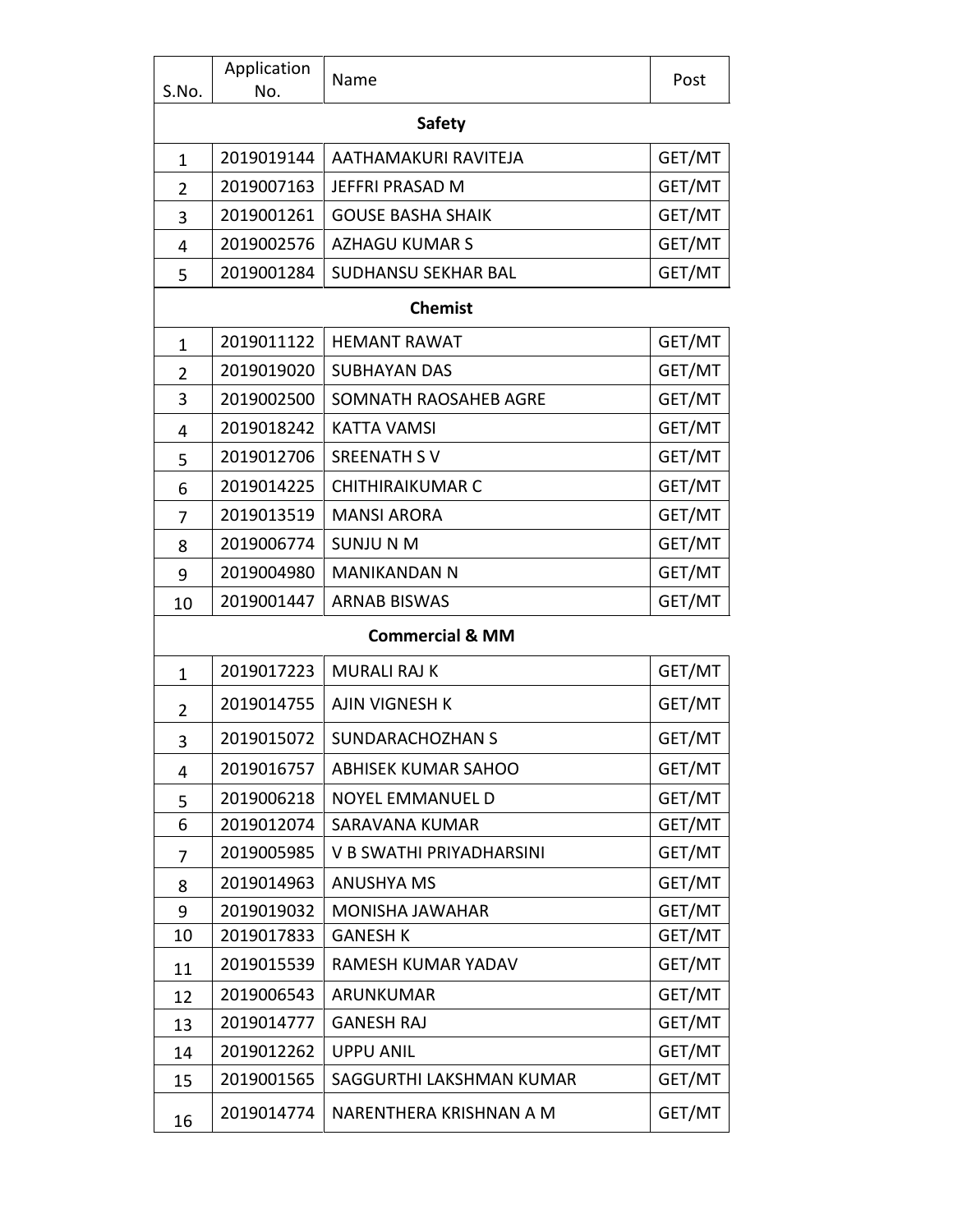| S.No. | Application No. | Name | Post |
|---|---|---|---|
| **Safety** | | | |
| 1 | 2019019144 | AATHAMAKURI RAVITEJA | GET/MT |
| 2 | 2019007163 | JEFFRI PRASAD M | GET/MT |
| 3 | 2019001261 | GOUSE BASHA SHAIK | GET/MT |
| 4 | 2019002576 | AZHAGU KUMAR S | GET/MT |
| 5 | 2019001284 | SUDHANSU SEKHAR BAL | GET/MT |
| **Chemist** | | | |
| 1 | 2019011122 | HEMANT RAWAT | GET/MT |
| 2 | 2019019020 | SUBHAYAN DAS | GET/MT |
| 3 | 2019002500 | SOMNATH RAOSAHEB AGRE | GET/MT |
| 4 | 2019018242 | KATTA VAMSI | GET/MT |
| 5 | 2019012706 | SREENATH S V | GET/MT |
| 6 | 2019014225 | CHITHIRAIKUMAR C | GET/MT |
| 7 | 2019013519 | MANSI ARORA | GET/MT |
| 8 | 2019006774 | SUNJU N M | GET/MT |
| 9 | 2019004980 | MANIKANDAN N | GET/MT |
| 10 | 2019001447 | ARNAB BISWAS | GET/MT |
| **Commercial & MM** | | | |
| 1 | 2019017223 | MURALI RAJ K | GET/MT |
| 2 | 2019014755 | AJIN VIGNESH K | GET/MT |
| 3 | 2019015072 | SUNDARACHOZHAN S | GET/MT |
| 4 | 2019016757 | ABHISEK KUMAR SAHOO | GET/MT |
| 5 | 2019006218 | NOYEL EMMANUEL D | GET/MT |
| 6 | 2019012074 | SARAVANA KUMAR | GET/MT |
| 7 | 2019005985 | V B SWATHI PRIYADHARSINI | GET/MT |
| 8 | 2019014963 | ANUSHYA MS | GET/MT |
| 9 | 2019019032 | MONISHA JAWAHAR | GET/MT |
| 10 | 2019017833 | GANESH K | GET/MT |
| 11 | 2019015539 | RAMESH KUMAR YADAV | GET/MT |
| 12 | 2019006543 | ARUNKUMAR | GET/MT |
| 13 | 2019014777 | GANESH RAJ | GET/MT |
| 14 | 2019012262 | UPPU ANIL | GET/MT |
| 15 | 2019001565 | SAGGURTHI LAKSHMAN KUMAR | GET/MT |
| 16 | 2019014774 | NARENTHERA KRISHNAN A M | GET/MT |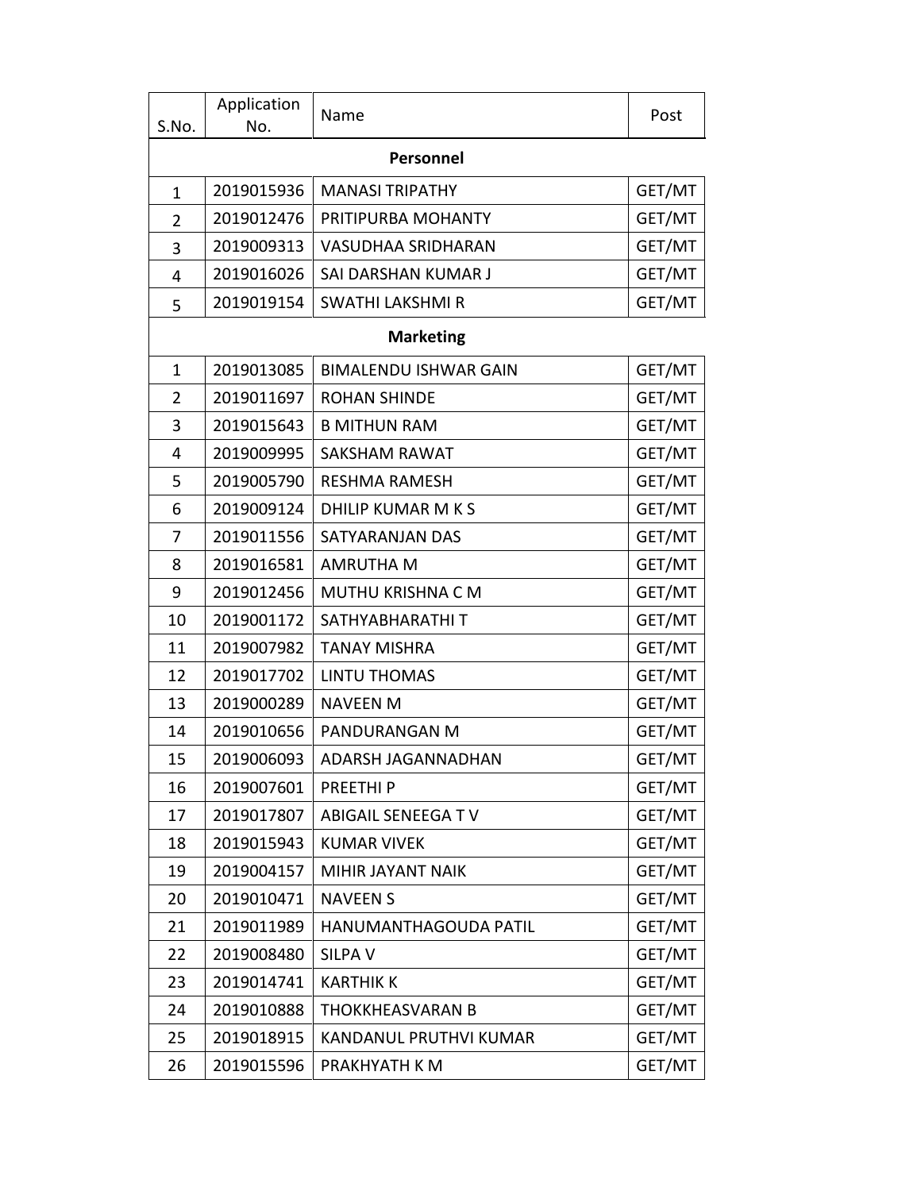| S.No. | Application No. | Name | Post |
|---|---|---|---|
| **Personnel** | | | |
| 1 | 2019015936 | MANASI TRIPATHY | GET/MT |
| 2 | 2019012476 | PRITIPURBA MOHANTY | GET/MT |
| 3 | 2019009313 | VASUDHAA SRIDHARAN | GET/MT |
| 4 | 2019016026 | SAI DARSHAN KUMAR J | GET/MT |
| 5 | 2019019154 | SWATHI LAKSHMI R | GET/MT |
| **Marketing** | | | |
| 1 | 2019013085 | BIMALENDU ISHWAR GAIN | GET/MT |
| 2 | 2019011697 | ROHAN SHINDE | GET/MT |
| 3 | 2019015643 | B MITHUN RAM | GET/MT |
| 4 | 2019009995 | SAKSHAM RAWAT | GET/MT |
| 5 | 2019005790 | RESHMA RAMESH | GET/MT |
| 6 | 2019009124 | DHILIP KUMAR M K S | GET/MT |
| 7 | 2019011556 | SATYARANJAN DAS | GET/MT |
| 8 | 2019016581 | AMRUTHA M | GET/MT |
| 9 | 2019012456 | MUTHU KRISHNA C M | GET/MT |
| 10 | 2019001172 | SATHYABHARATHI T | GET/MT |
| 11 | 2019007982 | TANAY MISHRA | GET/MT |
| 12 | 2019017702 | LINTU THOMAS | GET/MT |
| 13 | 2019000289 | NAVEEN M | GET/MT |
| 14 | 2019010656 | PANDURANGAN M | GET/MT |
| 15 | 2019006093 | ADARSH JAGANNADHAN | GET/MT |
| 16 | 2019007601 | PREETHI P | GET/MT |
| 17 | 2019017807 | ABIGAIL SENEEGA T V | GET/MT |
| 18 | 2019015943 | KUMAR VIVEK | GET/MT |
| 19 | 2019004157 | MIHIR JAYANT NAIK | GET/MT |
| 20 | 2019010471 | NAVEEN S | GET/MT |
| 21 | 2019011989 | HANUMANTHAGOUDA PATIL | GET/MT |
| 22 | 2019008480 | SILPA V | GET/MT |
| 23 | 2019014741 | KARTHIK K | GET/MT |
| 24 | 2019010888 | THOKKHEASVARAN B | GET/MT |
| 25 | 2019018915 | KANDANUL PRUTHVI KUMAR | GET/MT |
| 26 | 2019015596 | PRAKHYATH K M | GET/MT |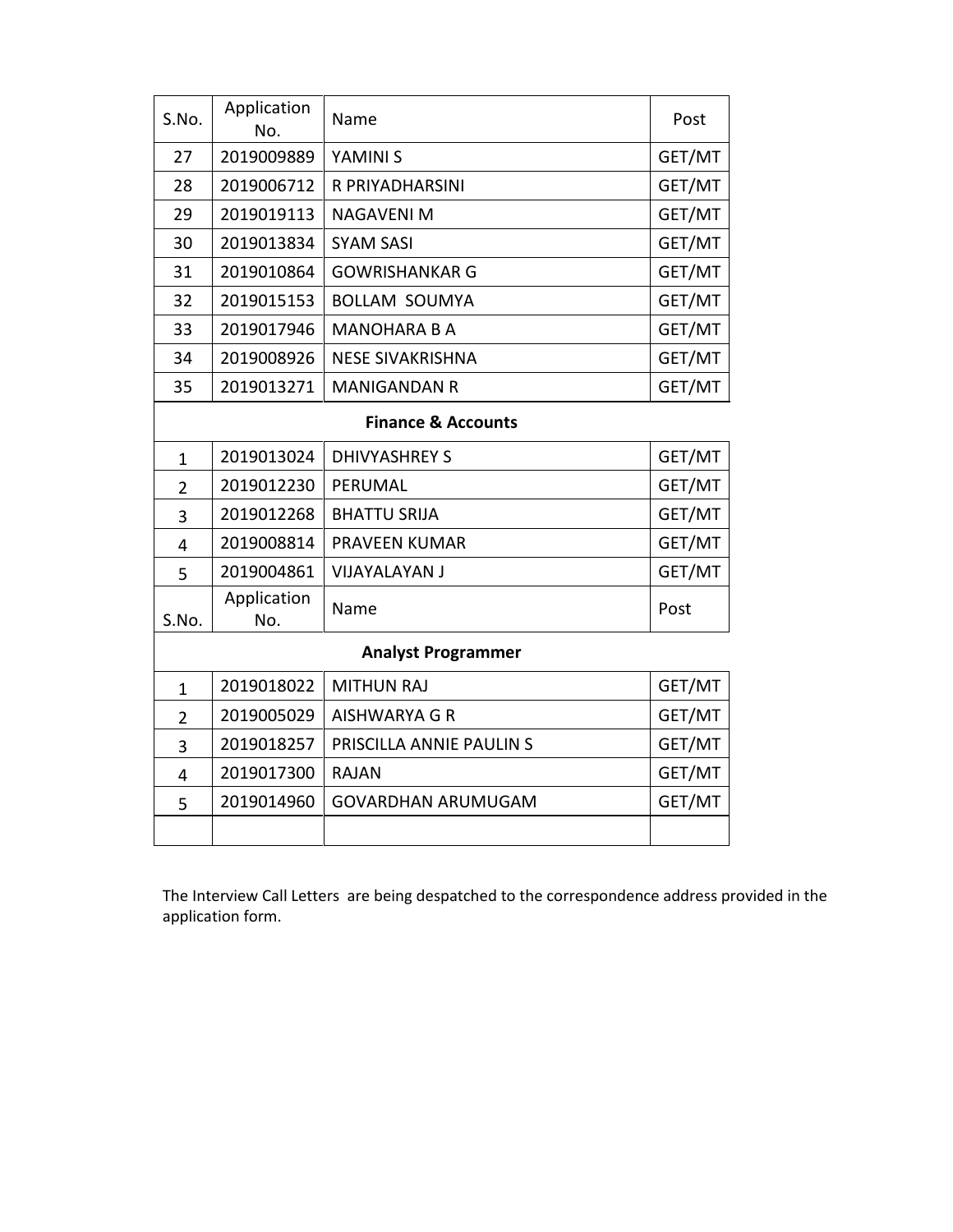| S.No. | Application No. | Name | Post |
|---|---|---|---|
| 27 | 2019009889 | YAMINI S | GET/MT |
| 28 | 2019006712 | R PRIYADHARSINI | GET/MT |
| 29 | 2019019113 | NAGAVENI M | GET/MT |
| 30 | 2019013834 | SYAM SASI | GET/MT |
| 31 | 2019010864 | GOWRISHANKAR G | GET/MT |
| 32 | 2019015153 | BOLLAM SOUMYA | GET/MT |
| 33 | 2019017946 | MANOHARA B A | GET/MT |
| 34 | 2019008926 | NESE SIVAKRISHNA | GET/MT |
| 35 | 2019013271 | MANIGANDAN R | GET/MT |
| **Finance & Accounts** | | | |
| 1 | 2019013024 | DHIVYASHREY S | GET/MT |
| 2 | 2019012230 | PERUMAL | GET/MT |
| 3 | 2019012268 | BHATTU SRIJA | GET/MT |
| 4 | 2019008814 | PRAVEEN KUMAR | GET/MT |
| 5 | 2019004861 | VIJAYALAYAN J | GET/MT |
| S.No. | Application No. | Name | Post |
| **Analyst Programmer** | | | |
| 1 | 2019018022 | MITHUN RAJ | GET/MT |
| 2 | 2019005029 | AISHWARYA G R | GET/MT |
| 3 | 2019018257 | PRISCILLA ANNIE PAULIN S | GET/MT |
| 4 | 2019017300 | RAJAN | GET/MT |
| 5 | 2019014960 | GOVARDHAN ARUMUGAM | GET/MT |
| | | | |

The Interview Call Letters are being despatched to the correspondence address provided in the application form.